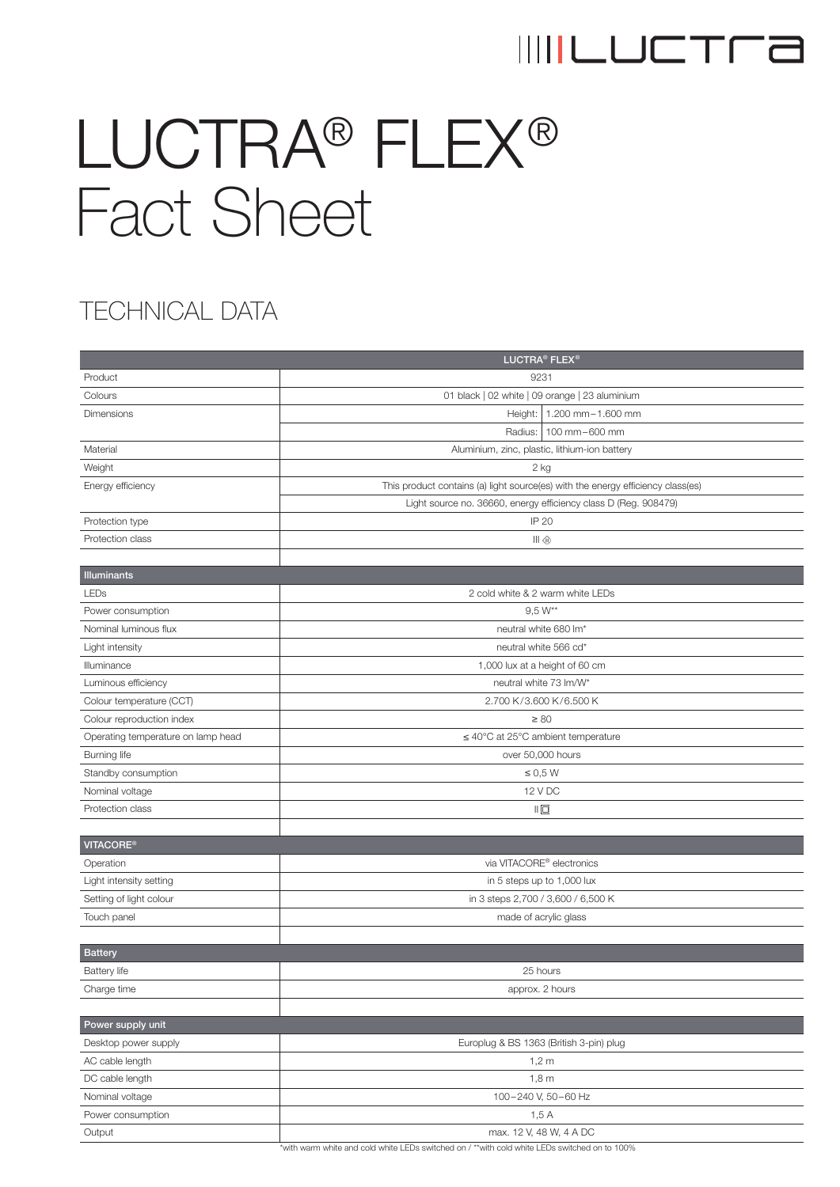# LUCTRA® FLEX® Fact Sheet

## TECHNICAL DATA

| | LUCTRA® FLEX® | |
|---|---|---|
| Product | 9231 | |
| Colours | 01 black \| 02 white \| 09 orange \| 23 aluminium | |
| Dimensions | Height: | 1.200 mm – 1.600 mm |
| | Radius: | 100 mm – 600 mm |
| Material | Aluminium, zinc, plastic, lithium-ion battery | |
| Weight | 2 kg | |
| Energy efficiency | This product contains (a) light source(s) with the energy efficiency class(es) | |
| | Light source no. 36660, energy efficiency class D (Reg. 908479) | |
| Protection type | IP 20 | |
| Protection class | III ⓘ | |
| | | |
| **Illuminants** | | |
| LEDs | 2 cold white & 2 warm white LEDs | |
| Power consumption | 9,5 W** | |
| Nominal luminous flux | neutral white 680 lm* | |
| Light intensity | neutral white 566 cd* | |
| Illuminance | 1,000 lux at a height of 60 cm | |
| Luminous efficiency | neutral white 73 lm/W* | |
| Colour temperature (CCT) | 2.700 K / 3.600 K / 6.500 K | |
| Colour reproduction index | ≥ 80 | |
| Operating temperature on lamp head | ≤ 40°C at 25°C ambient temperature | |
| Burning life | over 50,000 hours | |
| Standby consumption | ≤ 0,5 W | |
| Nominal voltage | 12 V DC | |
| Protection class | II ⧈ | |
| | | |
| **VITACORE®** | | |
| Operation | via VITACORE® electronics | |
| Light intensity setting | in 5 steps up to 1,000 lux | |
| Setting of light colour | in 3 steps 2,700 / 3,600 / 6,500 K | |
| Touch panel | made of acrylic glass | |
| | | |
| **Battery** | | |
| Battery life | 25 hours | |
| Charge time | approx. 2 hours | |
| | | |
| **Power supply unit** | | |
| Desktop power supply | Europlug & BS 1363 (British 3-pin) plug | |
| AC cable length | 1,2 m | |
| DC cable length | 1,8 m | |
| Nominal voltage | 100 – 240 V, 50 – 60 Hz | |
| Power consumption | 1,5 A | |
| Output | max. 12 V, 48 W, 4 A DC | |

*with warm white and cold white LEDs switched on / **with cold white LEDs switched on to 100%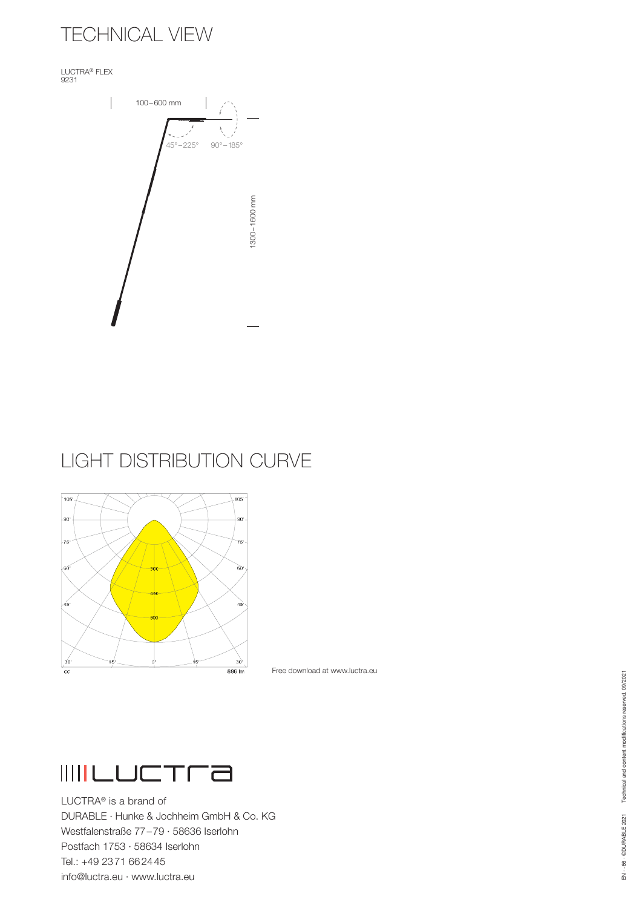# TECHNICAL VIEW

LUCTRA® FLEX
9231

100–600 mm

45°–225°

90°–185°

1300–1600 mm

# LIGHT DISTRIBUTION CURVE

105°
90°
75°
60°
45°
30°
15°
0°
300
450
600
cc
886 lm

Free download at www.luctra.eu

LUCTRA

LUCTRA® is a brand of
DURABLE · Hunke & Jochheim GmbH & Co. KG
Westfalenstraße 77–79 · 58636 Iserlohn
Postfach 1753 · 58634 Iserlohn
Tel.: +49 2371 662445
info@luctra.eu · www.luctra.eu

EN · -66 · ©DURABLE 2021 Technical and content modifications reserved. 09/2021